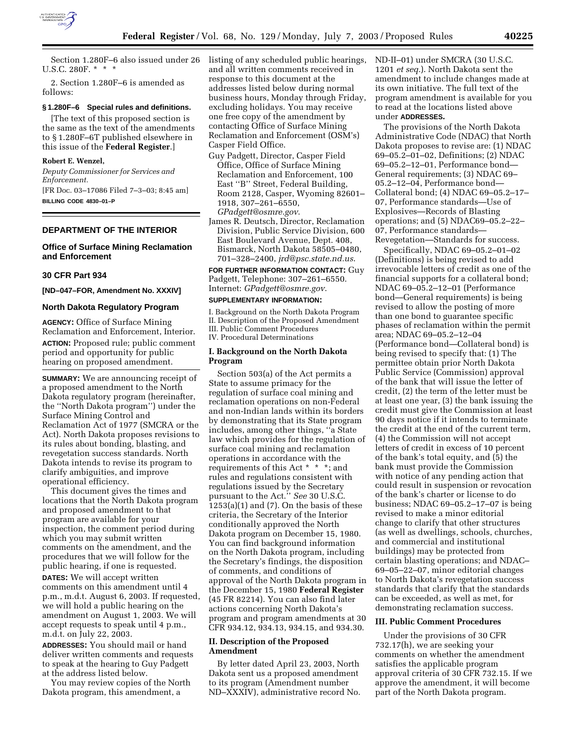Section 1.280F–6 also issued under 26 U.S.C. 280F. * * *

2. Section 1.280F–6 is amended as follows:

**§ 1.280F–6 Special rules and definitions.**

[The text of this proposed section is the same as the text of the amendments to § 1.280F–6T published elsewhere in this issue of the **Federal Register**.]

**Robert E. Wenzel,**

*Deputy Commissioner for Services and Enforcement.*

[FR Doc. 03–17086 Filed 7–3–03; 8:45 am]

**BILLING CODE 4830–01–P**

## DEPARTMENT OF THE INTERIOR

### Office of Surface Mining Reclamation and Enforcement

### 30 CFR Part 934

**[ND–047–FOR, Amendment No. XXXIV]**

### North Dakota Regulatory Program

**AGENCY:** Office of Surface Mining Reclamation and Enforcement, Interior.

**ACTION:** Proposed rule; public comment period and opportunity for public hearing on proposed amendment.

**SUMMARY:** We are announcing receipt of a proposed amendment to the North Dakota regulatory program (hereinafter, the "North Dakota program") under the Surface Mining Control and Reclamation Act of 1977 (SMCRA or the Act). North Dakota proposes revisions to its rules about bonding, blasting, and revegetation success standards. North Dakota intends to revise its program to clarify ambiguities, and improve operational efficiency.

This document gives the times and locations that the North Dakota program and proposed amendment to that program are available for your inspection, the comment period during which you may submit written comments on the amendment, and the procedures that we will follow for the public hearing, if one is requested.

**DATES:** We will accept written comments on this amendment until 4 p.m., m.d.t. August 6, 2003. If requested, we will hold a public hearing on the amendment on August 1, 2003. We will accept requests to speak until 4 p.m., m.d.t. on July 22, 2003.

**ADDRESSES:** You should mail or hand deliver written comments and requests to speak at the hearing to Guy Padgett at the address listed below.

You may review copies of the North Dakota program, this amendment, a listing of any scheduled public hearings, and all written comments received in response to this document at the addresses listed below during normal business hours, Monday through Friday, excluding holidays. You may receive one free copy of the amendment by contacting Office of Surface Mining Reclamation and Enforcement (OSM's) Casper Field Office.

Guy Padgett, Director, Casper Field Office, Office of Surface Mining Reclamation and Enforcement, 100 East "B" Street, Federal Building, Room 2128, Casper, Wyoming 82601–1918, 307–261–6550, *GPadgett@osmre.gov*.

James R. Deutsch, Director, Reclamation Division, Public Service Division, 600 East Boulevard Avenue, Dept. 408, Bismarck, North Dakota 58505–0480, 701–328–2400, *jrd@psc.state.nd.us*.

**FOR FURTHER INFORMATION CONTACT:** Guy Padgett, Telephone: 307–261–6550. Internet: *GPadgett@osmre.gov*.

**SUPPLEMENTARY INFORMATION:**

I. Background on the North Dakota Program
II. Description of the Proposed Amendment
III. Public Comment Procedures
IV. Procedural Determinations

#### I. Background on the North Dakota Program

Section 503(a) of the Act permits a State to assume primacy for the regulation of surface coal mining and reclamation operations on non-Federal and non-Indian lands within its borders by demonstrating that its State program includes, among other things, "a State law which provides for the regulation of surface coal mining and reclamation operations in accordance with the requirements of this Act * * *; and rules and regulations consistent with regulations issued by the Secretary pursuant to the Act." *See* 30 U.S.C. 1253(a)(1) and (7). On the basis of these criteria, the Secretary of the Interior conditionally approved the North Dakota program on December 15, 1980. You can find background information on the North Dakota program, including the Secretary's findings, the disposition of comments, and conditions of approval of the North Dakota program in the December 15, 1980 **Federal Register** (45 FR 82214). You can also find later actions concerning North Dakota's program and program amendments at 30 CFR 934.12, 934.13, 934.15, and 934.30.

#### II. Description of the Proposed Amendment

By letter dated April 23, 2003, North Dakota sent us a proposed amendment to its program (Amendment number ND–XXXIV), administrative record No. ND-II–01) under SMCRA (30 U.S.C. 1201 *et seq.*). North Dakota sent the amendment to include changes made at its own initiative. The full text of the program amendment is available for you to read at the locations listed above under **ADDRESSES.**

The provisions of the North Dakota Administrative Code (NDAC) that North Dakota proposes to revise are: (1) NDAC 69–05.2–01–02, Definitions; (2) NDAC 69–05.2–12–01, Performance bond—General requirements; (3) NDAC 69–05.2–12–04, Performance bond—Collateral bond; (4) NDAC 69–05.2–17–07, Performance standards—Use of Explosives—Records of Blasting operations; and (5) NDAC69–05.2–22–07, Performance standards—Revegetation—Standards for success.

Specifically, NDAC 69–05.2–01–02 (Definitions) is being revised to add irrevocable letters of credit as one of the financial supports for a collateral bond; NDAC 69–05.2–12–01 (Performance bond—General requirements) is being revised to allow the posting of more than one bond to guarantee specific phases of reclamation within the permit area; NDAC 69–05.2–12–04 (Performance bond—Collateral bond) is being revised to specify that: (1) The permittee obtain prior North Dakota Public Service (Commission) approval of the bank that will issue the letter of credit, (2) the term of the letter must be at least one year, (3) the bank issuing the credit must give the Commission at least 90 days notice if it intends to terminate the credit at the end of the current term, (4) the Commission will not accept letters of credit in excess of 10 percent of the bank's total equity, and (5) the bank must provide the Commission with notice of any pending action that could result in suspension or revocation of the bank's charter or license to do business; NDAC 69–05.2–17–07 is being revised to make a minor editorial change to clarify that other structures (as well as dwellings, schools, churches, and commercial and institutional buildings) may be protected from certain blasting operations; and NDAC–69–05–22–07, minor editorial changes to North Dakota's revegetation success standards that clarify that the standards can be exceeded, as well as met, for demonstrating reclamation success.

#### III. Public Comment Procedures

Under the provisions of 30 CFR 732.17(h), we are seeking your comments on whether the amendment satisfies the applicable program approval criteria of 30 CFR 732.15. If we approve the amendment, it will become part of the North Dakota program.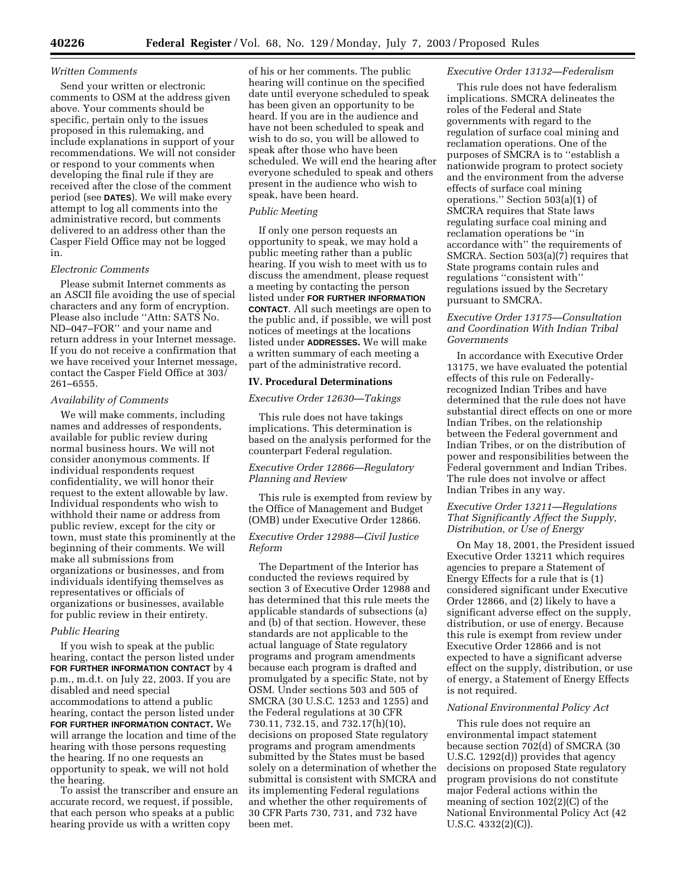*Written Comments*

Send your written or electronic comments to OSM at the address given above. Your comments should be specific, pertain only to the issues proposed in this rulemaking, and include explanations in support of your recommendations. We will not consider or respond to your comments when developing the final rule if they are received after the close of the comment period (see **DATES**). We will make every attempt to log all comments into the administrative record, but comments delivered to an address other than the Casper Field Office may not be logged in.

*Electronic Comments*

Please submit Internet comments as an ASCII file avoiding the use of special characters and any form of encryption. Please also include ''Attn: SATS No. ND–047–FOR'' and your name and return address in your Internet message. If you do not receive a confirmation that we have received your Internet message, contact the Casper Field Office at 303/261–6555.

*Availability of Comments*

We will make comments, including names and addresses of respondents, available for public review during normal business hours. We will not consider anonymous comments. If individual respondents request confidentiality, we will honor their request to the extent allowable by law. Individual respondents who wish to withhold their name or address from public review, except for the city or town, must state this prominently at the beginning of their comments. We will make all submissions from organizations or businesses, and from individuals identifying themselves as representatives or officials of organizations or businesses, available for public review in their entirety.

*Public Hearing*

If you wish to speak at the public hearing, contact the person listed under **FOR FURTHER INFORMATION CONTACT** by 4 p.m., m.d.t. on July 22, 2003. If you are disabled and need special accommodations to attend a public hearing, contact the person listed under **FOR FURTHER INFORMATION CONTACT.** We will arrange the location and time of the hearing with those persons requesting the hearing. If no one requests an opportunity to speak, we will not hold the hearing.

To assist the transcriber and ensure an accurate record, we request, if possible, that each person who speaks at a public hearing provide us with a written copy of his or her comments. The public hearing will continue on the specified date until everyone scheduled to speak has been given an opportunity to be heard. If you are in the audience and have not been scheduled to speak and wish to do so, you will be allowed to speak after those who have been scheduled. We will end the hearing after everyone scheduled to speak and others present in the audience who wish to speak, have been heard.

*Public Meeting*

If only one person requests an opportunity to speak, we may hold a public meeting rather than a public hearing. If you wish to meet with us to discuss the amendment, please request a meeting by contacting the person listed under **FOR FURTHER INFORMATION CONTACT**. All such meetings are open to the public and, if possible, we will post notices of meetings at the locations listed under **ADDRESSES.** We will make a written summary of each meeting a part of the administrative record.

## IV. Procedural Determinations

*Executive Order 12630—Takings*

This rule does not have takings implications. This determination is based on the analysis performed for the counterpart Federal regulation.

*Executive Order 12866—Regulatory Planning and Review*

This rule is exempted from review by the Office of Management and Budget (OMB) under Executive Order 12866.

*Executive Order 12988—Civil Justice Reform*

The Department of the Interior has conducted the reviews required by section 3 of Executive Order 12988 and has determined that this rule meets the applicable standards of subsections (a) and (b) of that section. However, these standards are not applicable to the actual language of State regulatory programs and program amendments because each program is drafted and promulgated by a specific State, not by OSM. Under sections 503 and 505 of SMCRA (30 U.S.C. 1253 and 1255) and the Federal regulations at 30 CFR 730.11, 732.15, and 732.17(h)(10), decisions on proposed State regulatory programs and program amendments submitted by the States must be based solely on a determination of whether the submittal is consistent with SMCRA and its implementing Federal regulations and whether the other requirements of 30 CFR Parts 730, 731, and 732 have been met.

*Executive Order 13132—Federalism*

This rule does not have federalism implications. SMCRA delineates the roles of the Federal and State governments with regard to the regulation of surface coal mining and reclamation operations. One of the purposes of SMCRA is to ''establish a nationwide program to protect society and the environment from the adverse effects of surface coal mining operations.'' Section 503(a)(1) of SMCRA requires that State laws regulating surface coal mining and reclamation operations be ''in accordance with'' the requirements of SMCRA. Section 503(a)(7) requires that State programs contain rules and regulations ''consistent with'' regulations issued by the Secretary pursuant to SMCRA.

*Executive Order 13175—Consultation and Coordination With Indian Tribal Governments*

In accordance with Executive Order 13175, we have evaluated the potential effects of this rule on Federally-recognized Indian Tribes and have determined that the rule does not have substantial direct effects on one or more Indian Tribes, on the relationship between the Federal government and Indian Tribes, or on the distribution of power and responsibilities between the Federal government and Indian Tribes. The rule does not involve or affect Indian Tribes in any way.

*Executive Order 13211—Regulations That Significantly Affect the Supply, Distribution, or Use of Energy*

On May 18, 2001, the President issued Executive Order 13211 which requires agencies to prepare a Statement of Energy Effects for a rule that is (1) considered significant under Executive Order 12866, and (2) likely to have a significant adverse effect on the supply, distribution, or use of energy. Because this rule is exempt from review under Executive Order 12866 and is not expected to have a significant adverse effect on the supply, distribution, or use of energy, a Statement of Energy Effects is not required.

*National Environmental Policy Act*

This rule does not require an environmental impact statement because section 702(d) of SMCRA (30 U.S.C. 1292(d)) provides that agency decisions on proposed State regulatory program provisions do not constitute major Federal actions within the meaning of section 102(2)(C) of the National Environmental Policy Act (42 U.S.C. 4332(2)(C)).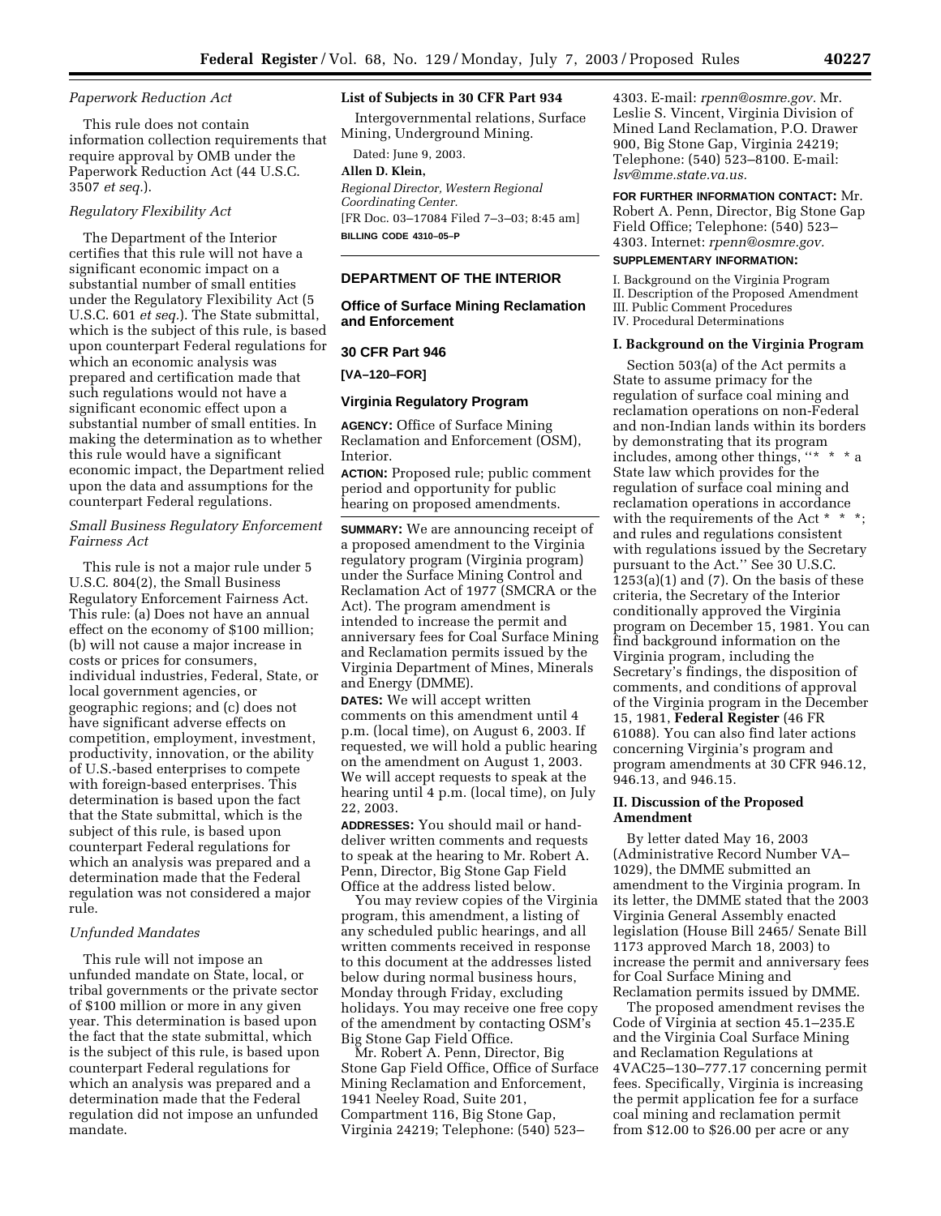*Paperwork Reduction Act*

This rule does not contain information collection requirements that require approval by OMB under the Paperwork Reduction Act (44 U.S.C. 3507 *et seq.*).

*Regulatory Flexibility Act*

The Department of the Interior certifies that this rule will not have a significant economic impact on a substantial number of small entities under the Regulatory Flexibility Act (5 U.S.C. 601 *et seq.*). The State submittal, which is the subject of this rule, is based upon counterpart Federal regulations for which an economic analysis was prepared and certification made that such regulations would not have a significant economic effect upon a substantial number of small entities. In making the determination as to whether this rule would have a significant economic impact, the Department relied upon the data and assumptions for the counterpart Federal regulations.

*Small Business Regulatory Enforcement Fairness Act*

This rule is not a major rule under 5 U.S.C. 804(2), the Small Business Regulatory Enforcement Fairness Act. This rule: (a) Does not have an annual effect on the economy of $100 million; (b) will not cause a major increase in costs or prices for consumers, individual industries, Federal, State, or local government agencies, or geographic regions; and (c) does not have significant adverse effects on competition, employment, investment, productivity, innovation, or the ability of U.S.-based enterprises to compete with foreign-based enterprises. This determination is based upon the fact that the State submittal, which is the subject of this rule, is based upon counterpart Federal regulations for which an analysis was prepared and a determination made that the Federal regulation was not considered a major rule.

*Unfunded Mandates*

This rule will not impose an unfunded mandate on State, local, or tribal governments or the private sector of $100 million or more in any given year. This determination is based upon the fact that the state submittal, which is the subject of this rule, is based upon counterpart Federal regulations for which an analysis was prepared and a determination made that the Federal regulation did not impose an unfunded mandate.

**List of Subjects in 30 CFR Part 934**

Intergovernmental relations, Surface Mining, Underground Mining.

Dated: June 9, 2003.

**Allen D. Klein,**

*Regional Director, Western Regional Coordinating Center.*

[FR Doc. 03–17084 Filed 7–3–03; 8:45 am]

**BILLING CODE 4310–05–P**

---

## DEPARTMENT OF THE INTERIOR

### Office of Surface Mining Reclamation and Enforcement

### 30 CFR Part 946

**[VA–120–FOR]**

### Virginia Regulatory Program

**AGENCY:** Office of Surface Mining Reclamation and Enforcement (OSM), Interior.

**ACTION:** Proposed rule; public comment period and opportunity for public hearing on proposed amendments.

**SUMMARY:** We are announcing receipt of a proposed amendment to the Virginia regulatory program (Virginia program) under the Surface Mining Control and Reclamation Act of 1977 (SMCRA or the Act). The program amendment is intended to increase the permit and anniversary fees for Coal Surface Mining and Reclamation permits issued by the Virginia Department of Mines, Minerals and Energy (DMME).

**DATES:** We will accept written comments on this amendment until 4 p.m. (local time), on August 6, 2003. If requested, we will hold a public hearing on the amendment on August 1, 2003. We will accept requests to speak at the hearing until 4 p.m. (local time), on July 22, 2003.

**ADDRESSES:** You should mail or hand-deliver written comments and requests to speak at the hearing to Mr. Robert A. Penn, Director, Big Stone Gap Field Office at the address listed below.

You may review copies of the Virginia program, this amendment, a listing of any scheduled public hearings, and all written comments received in response to this document at the addresses listed below during normal business hours, Monday through Friday, excluding holidays. You may receive one free copy of the amendment by contacting OSM's Big Stone Gap Field Office.

Mr. Robert A. Penn, Director, Big Stone Gap Field Office, Office of Surface Mining Reclamation and Enforcement, 1941 Neeley Road, Suite 201, Compartment 116, Big Stone Gap, Virginia 24219; Telephone: (540) 523–4303. E-mail: *rpenn@osmre.gov.* Mr. Leslie S. Vincent, Virginia Division of Mined Land Reclamation, P.O. Drawer 900, Big Stone Gap, Virginia 24219; Telephone: (540) 523–8100. E-mail: *lsv@mme.state.va.us.*

**FOR FURTHER INFORMATION CONTACT:** Mr. Robert A. Penn, Director, Big Stone Gap Field Office; Telephone: (540) 523–4303. Internet: *rpenn@osmre.gov.*

**SUPPLEMENTARY INFORMATION:**

I. Background on the Virginia Program
II. Description of the Proposed Amendment
III. Public Comment Procedures
IV. Procedural Determinations

**I. Background on the Virginia Program**

Section 503(a) of the Act permits a State to assume primacy for the regulation of surface coal mining and reclamation operations on non-Federal and non-Indian lands within its borders by demonstrating that its program includes, among other things, "* * * a State law which provides for the regulation of surface coal mining and reclamation operations in accordance with the requirements of the Act * * *; and rules and regulations consistent with regulations issued by the Secretary pursuant to the Act." See 30 U.S.C. 1253(a)(1) and (7). On the basis of these criteria, the Secretary of the Interior conditionally approved the Virginia program on December 15, 1981. You can find background information on the Virginia program, including the Secretary's findings, the disposition of comments, and conditions of approval of the Virginia program in the December 15, 1981, **Federal Register** (46 FR 61088). You can also find later actions concerning Virginia's program and program amendments at 30 CFR 946.12, 946.13, and 946.15.

**II. Discussion of the Proposed Amendment**

By letter dated May 16, 2003 (Administrative Record Number VA–1029), the DMME submitted an amendment to the Virginia program. In its letter, the DMME stated that the 2003 Virginia General Assembly enacted legislation (House Bill 2465/ Senate Bill 1173 approved March 18, 2003) to increase the permit and anniversary fees for Coal Surface Mining and Reclamation permits issued by DMME.

The proposed amendment revises the Code of Virginia at section 45.1–235.E and the Virginia Coal Surface Mining and Reclamation Regulations at 4VAC25–130–777.17 concerning permit fees. Specifically, Virginia is increasing the permit application fee for a surface coal mining and reclamation permit from $12.00 to $26.00 per acre or any